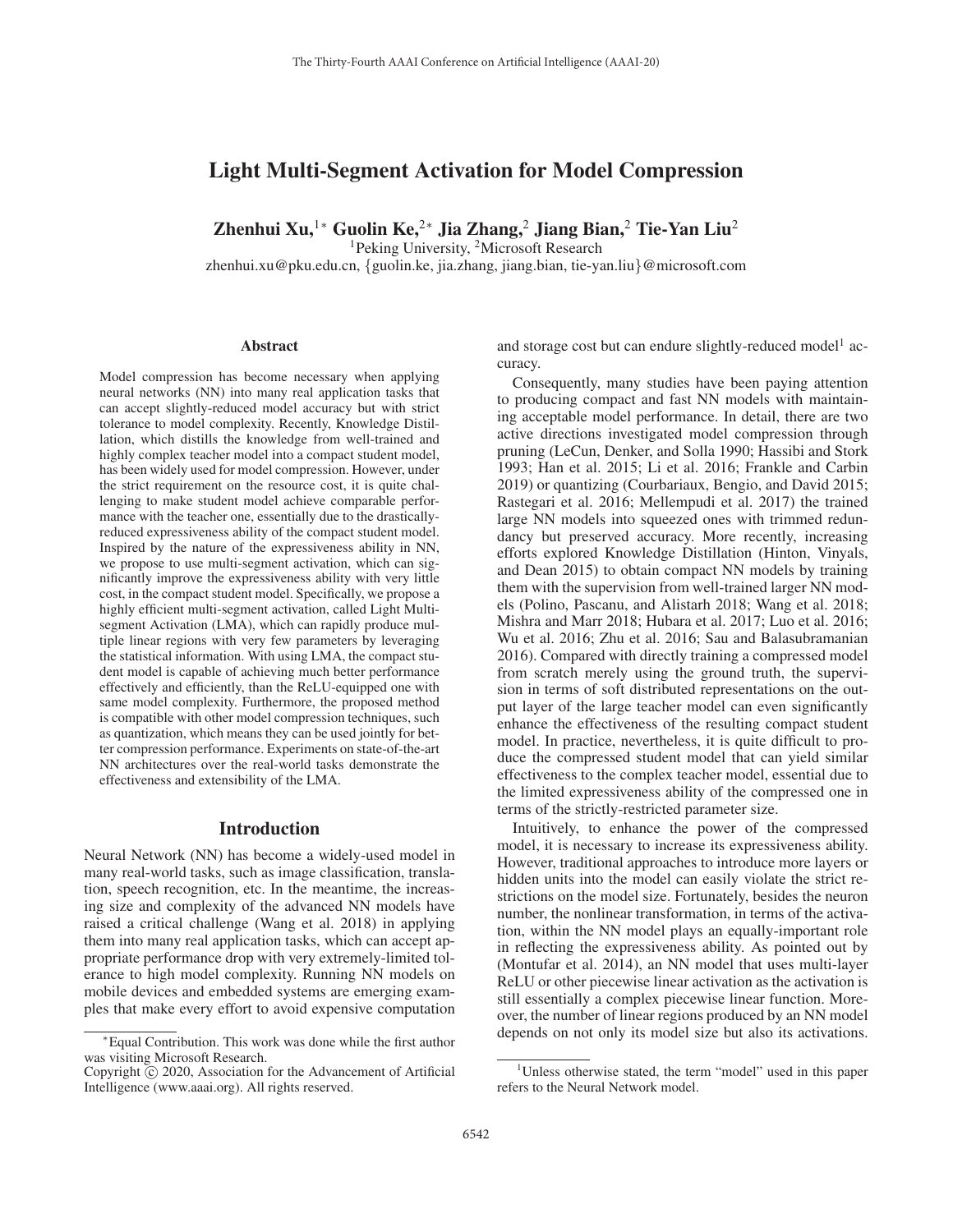# Light Multi-Segment Activation for Model Compression

**Zhenhui Xu,[1*] Guolin Ke,[2*] Jia Zhang,[2] Jiang Bian,[2] Tie-Yan Liu[2]**

[1]Peking University, [2]Microsoft Research

zhenhui.xu@pku.edu.cn, {guolin.ke, jia.zhang, jiang.bian, tie-yan.liu}@microsoft.com

## Abstract

Model compression has become necessary when applying neural networks (NN) into many real application tasks that can accept slightly-reduced model accuracy but with strict tolerance to model complexity. Recently, Knowledge Distillation, which distills the knowledge from well-trained and highly complex teacher model into a compact student model, has been widely used for model compression. However, under the strict requirement on the resource cost, it is quite challenging to make student model achieve comparable performance with the teacher one, essentially due to the drastically-reduced expressiveness ability of the compact student model. Inspired by the nature of the expressiveness ability in NN, we propose to use multi-segment activation, which can significantly improve the expressiveness ability with very little cost, in the compact student model. Specifically, we propose a highly efficient multi-segment activation, called Light Multi-segment Activation (LMA), which can rapidly produce multiple linear regions with very few parameters by leveraging the statistical information. With using LMA, the compact student model is capable of achieving much better performance effectively and efficiently, than the ReLU-equipped one with same model complexity. Furthermore, the proposed method is compatible with other model compression techniques, such as quantization, which means they can be used jointly for better compression performance. Experiments on state-of-the-art NN architectures over the real-world tasks demonstrate the effectiveness and extensibility of the LMA.

## Introduction

Neural Network (NN) has become a widely-used model in many real-world tasks, such as image classification, translation, speech recognition, etc. In the meantime, the increasing size and complexity of the advanced NN models have raised a critical challenge (Wang et al. 2018) in applying them into many real application tasks, which can accept appropriate performance drop with very extremely-limited tolerance to high model complexity. Running NN models on mobile devices and embedded systems are emerging examples that make every effort to avoid expensive computation and storage cost but can endure slightly-reduced model[1] accuracy.

Consequently, many studies have been paying attention to producing compact and fast NN models with maintaining acceptable model performance. In detail, there are two active directions investigated model compression through pruning (LeCun, Denker, and Solla 1990; Hassibi and Stork 1993; Han et al. 2015; Li et al. 2016; Frankle and Carbin 2019) or quantizing (Courbariaux, Bengio, and David 2015; Rastegari et al. 2016; Mellempudi et al. 2017) the trained large NN models into squeezed ones with trimmed redundancy but preserved accuracy. More recently, increasing efforts explored Knowledge Distillation (Hinton, Vinyals, and Dean 2015) to obtain compact NN models by training them with the supervision from well-trained larger NN models (Polino, Pascanu, and Alistarh 2018; Wang et al. 2018; Mishra and Marr 2018; Hubara et al. 2017; Luo et al. 2016; Wu et al. 2016; Zhu et al. 2016; Sau and Balasubramanian 2016). Compared with directly training a compressed model from scratch merely using the ground truth, the supervision in terms of soft distributed representations on the output layer of the large teacher model can even significantly enhance the effectiveness of the resulting compact student model. In practice, nevertheless, it is quite difficult to produce the compressed student model that can yield similar effectiveness to the complex teacher model, essential due to the limited expressiveness ability of the compressed one in terms of the strictly-restricted parameter size.

Intuitively, to enhance the power of the compressed model, it is necessary to increase its expressiveness ability. However, traditional approaches to introduce more layers or hidden units into the model can easily violate the strict restrictions on the model size. Fortunately, besides the neuron number, the nonlinear transformation, in terms of the activation, within the NN model plays an equally-important role in reflecting the expressiveness ability. As pointed out by (Montufar et al. 2014), an NN model that uses multi-layer ReLU or other piecewise linear activation as the activation is still essentially a complex piecewise linear function. Moreover, the number of linear regions produced by an NN model depends on not only its model size but also its activations.

*Equal Contribution. This work was done while the first author was visiting Microsoft Research.

Copyright © 2020, Association for the Advancement of Artificial Intelligence (www.aaai.org). All rights reserved.

[1]Unless otherwise stated, the term "model" used in this paper refers to the Neural Network model.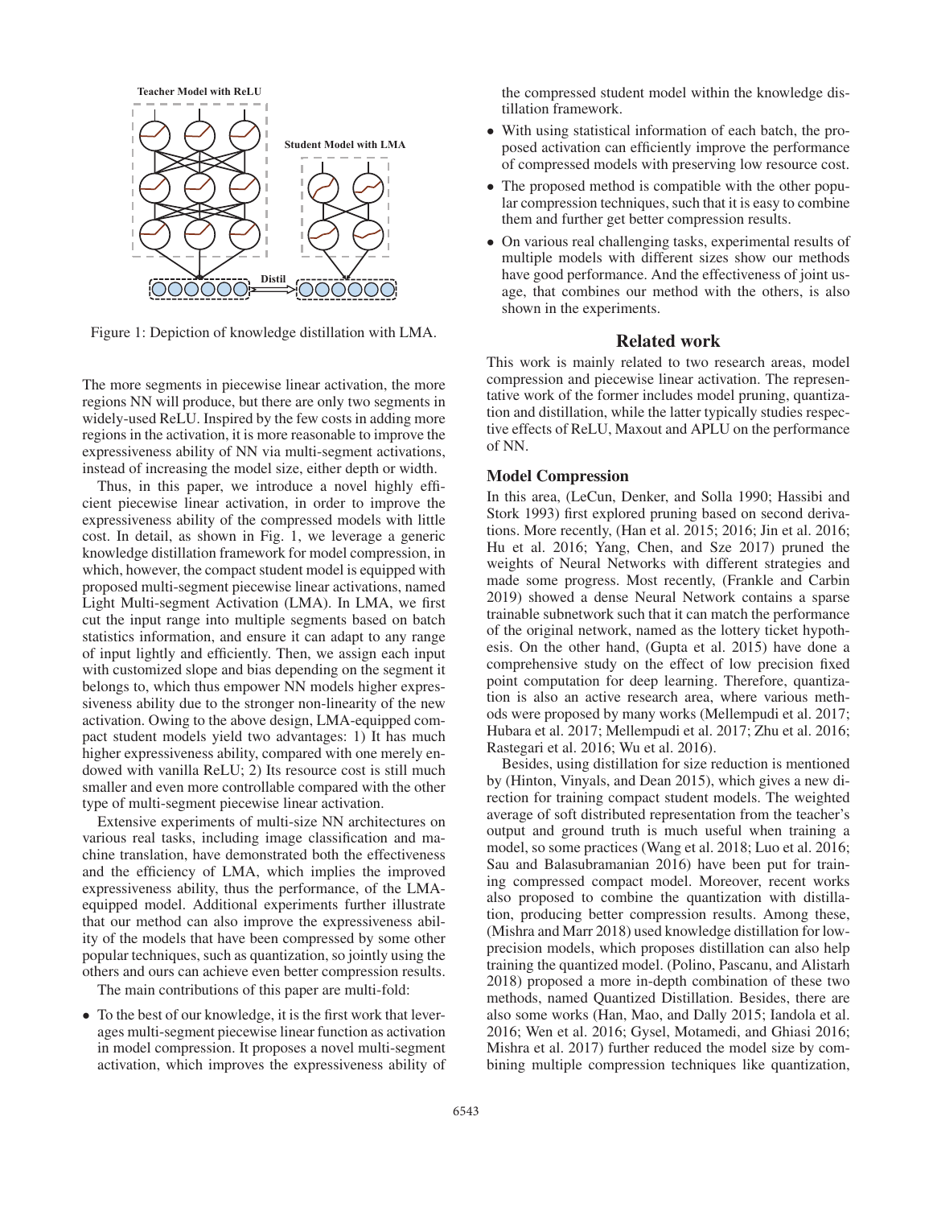Figure 1: Depiction of knowledge distillation with LMA.

The more segments in piecewise linear activation, the more regions NN will produce, but there are only two segments in widely-used ReLU. Inspired by the few costs in adding more regions in the activation, it is more reasonable to improve the expressiveness ability of NN via multi-segment activations, instead of increasing the model size, either depth or width.

Thus, in this paper, we introduce a novel highly efficient piecewise linear activation, in order to improve the expressiveness ability of the compressed models with little cost. In detail, as shown in Fig. 1, we leverage a generic knowledge distillation framework for model compression, in which, however, the compact student model is equipped with proposed multi-segment piecewise linear activations, named Light Multi-segment Activation (LMA). In LMA, we first cut the input range into multiple segments based on batch statistics information, and ensure it can adapt to any range of input lightly and efficiently. Then, we assign each input with customized slope and bias depending on the segment it belongs to, which thus empower NN models higher expressiveness ability due to the stronger non-linearity of the new activation. Owing to the above design, LMA-equipped compact student models yield two advantages: 1) It has much higher expressiveness ability, compared with one merely endowed with vanilla ReLU; 2) Its resource cost is still much smaller and even more controllable compared with the other type of multi-segment piecewise linear activation.

Extensive experiments of multi-size NN architectures on various real tasks, including image classification and machine translation, have demonstrated both the effectiveness and the efficiency of LMA, which implies the improved expressiveness ability, thus the performance, of the LMA-equipped model. Additional experiments further illustrate that our method can also improve the expressiveness ability of the models that have been compressed by some other popular techniques, such as quantization, so jointly using the others and ours can achieve even better compression results.

The main contributions of this paper are multi-fold:

- To the best of our knowledge, it is the first work that leverages multi-segment piecewise linear function as activation in model compression. It proposes a novel multi-segment activation, which improves the expressiveness ability of the compressed student model within the knowledge distillation framework.
- With using statistical information of each batch, the proposed activation can efficiently improve the performance of compressed models with preserving low resource cost.
- The proposed method is compatible with the other popular compression techniques, such that it is easy to combine them and further get better compression results.
- On various real challenging tasks, experimental results of multiple models with different sizes show our methods have good performance. And the effectiveness of joint usage, that combines our method with the others, is also shown in the experiments.

## Related work

This work is mainly related to two research areas, model compression and piecewise linear activation. The representative work of the former includes model pruning, quantization and distillation, while the latter typically studies respective effects of ReLU, Maxout and APLU on the performance of NN.

### Model Compression

In this area, (LeCun, Denker, and Solla 1990; Hassibi and Stork 1993) first explored pruning based on second derivations. More recently, (Han et al. 2015; 2016; Jin et al. 2016; Hu et al. 2016; Yang, Chen, and Sze 2017) pruned the weights of Neural Networks with different strategies and made some progress. Most recently, (Frankle and Carbin 2019) showed a dense Neural Network contains a sparse trainable subnetwork such that it can match the performance of the original network, named as the lottery ticket hypothesis. On the other hand, (Gupta et al. 2015) have done a comprehensive study on the effect of low precision fixed point computation for deep learning. Therefore, quantization is also an active research area, where various methods were proposed by many works (Mellempudi et al. 2017; Hubara et al. 2017; Mellempudi et al. 2017; Zhu et al. 2016; Rastegari et al. 2016; Wu et al. 2016).

Besides, using distillation for size reduction is mentioned by (Hinton, Vinyals, and Dean 2015), which gives a new direction for training compact student models. The weighted average of soft distributed representation from the teacher's output and ground truth is much useful when training a model, so some practices (Wang et al. 2018; Luo et al. 2016; Sau and Balasubramanian 2016) have been put for training compressed compact model. Moreover, recent works also proposed to combine the quantization with distillation, producing better compression results. Among these, (Mishra and Marr 2018) used knowledge distillation for low-precision models, which proposes distillation can also help training the quantized model. (Polino, Pascanu, and Alistarh 2018) proposed a more in-depth combination of these two methods, named Quantized Distillation. Besides, there are also some works (Han, Mao, and Dally 2015; Iandola et al. 2016; Wen et al. 2016; Gysel, Motamedi, and Ghiasi 2016; Mishra et al. 2017) further reduced the model size by combining multiple compression techniques like quantization,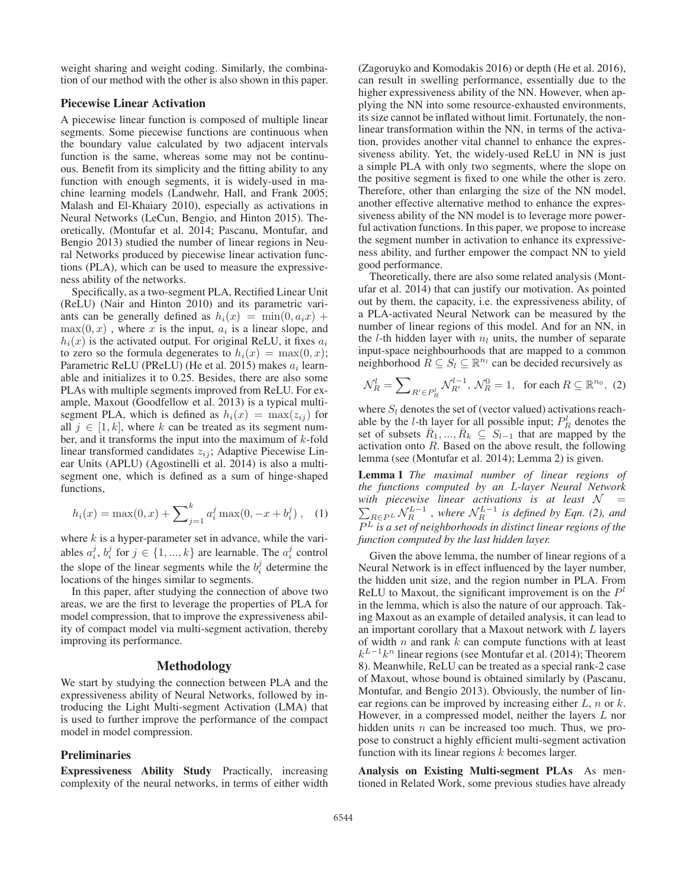weight sharing and weight coding. Similarly, the combination of our method with the other is also shown in this paper.

### Piecewise Linear Activation

A piecewise linear function is composed of multiple linear segments. Some piecewise functions are continuous when the boundary value calculated by two adjacent intervals function is the same, whereas some may not be continuous. Benefit from its simplicity and the fitting ability to any function with enough segments, it is widely-used in machine learning models (Landwehr, Hall, and Frank 2005; Malash and El-Khaiary 2010), especially as activations in Neural Networks (LeCun, Bengio, and Hinton 2015). Theoretically, (Montufar et al. 2014; Pascanu, Montufar, and Bengio 2013) studied the number of linear regions in Neural Networks produced by piecewise linear activation functions (PLA), which can be used to measure the expressiveness ability of the networks.

Specifically, as a two-segment PLA, Rectified Linear Unit (ReLU) (Nair and Hinton 2010) and its parametric variants can be generally defined as $h_i(x) = \min(0, a_i x) + \max(0, x)$ , where $x$ is the input, $a_i$ is a linear slope, and $h_i(x)$ is the activated output. For original ReLU, it fixes $a_i$ to zero so the formula degenerates to $h_i(x) = \max(0, x)$; Parametric ReLU (PReLU) (He et al. 2015) makes $a_i$ learnable and initializes it to 0.25. Besides, there are also some PLAs with multiple segments improved from ReLU. For example, Maxout (Goodfellow et al. 2013) is a typical multi-segment PLA, which is defined as $h_i(x) = \max(z_{ij})$ for all $j \in [1, k]$, where $k$ can be treated as its segment number, and it transforms the input into the maximum of $k$-fold linear transformed candidates $z_{ij}$; Adaptive Piecewise Linear Units (APLU) (Agostinelli et al. 2014) is also a multi-segment one, which is defined as a sum of hinge-shaped functions,

$$h_i(x) = \max(0, x) + \sum_{j=1}^{k} a_i^j \max(0, -x + b_i^j) \,, \quad (1)$$

where $k$ is a hyper-parameter set in advance, while the variables $a_i^j$, $b_i^j$ for $j \in \{1, ..., k\}$ are learnable. The $a_i^j$ control the slope of the linear segments while the $b_i^j$ determine the locations of the hinges similar to segments.

In this paper, after studying the connection of above two areas, we are the first to leverage the properties of PLA for model compression, that to improve the expressiveness ability of compact model via multi-segment activation, thereby improving its performance.

## Methodology

We start by studying the connection between PLA and the expressiveness ability of Neural Networks, followed by introducing the Light Multi-segment Activation (LMA) that is used to further improve the performance of the compact model in model compression.

### Preliminaries

**Expressiveness Ability Study** Practically, increasing complexity of the neural networks, in terms of either width (Zagoruyko and Komodakis 2016) or depth (He et al. 2016), can result in swelling performance, essentially due to the higher expressiveness ability of the NN. However, when applying the NN into some resource-exhausted environments, its size cannot be inflated without limit. Fortunately, the nonlinear transformation within the NN, in terms of the activation, provides another vital channel to enhance the expressiveness ability. Yet, the widely-used ReLU in NN is just a simple PLA with only two segments, where the slope on the positive segment is fixed to one while the other is zero. Therefore, other than enlarging the size of the NN model, another effective alternative method to enhance the expressiveness ability of the NN model is to leverage more powerful activation functions. In this paper, we propose to increase the segment number in activation to enhance its expressiveness ability, and further empower the compact NN to yield good performance.

Theoretically, there are also some related analysis (Montufar et al. 2014) that can justify our motivation. As pointed out by them, the capacity, i.e. the expressiveness ability, of a PLA-activated Neural Network can be measured by the number of linear regions of this model. And for an NN, in the $l$-th hidden layer with $n_l$ units, the number of separate input-space neighbourhoods that are mapped to a common neighborhood $R \subseteq S_l \subseteq \mathbb{R}^{n_l}$ can be decided recursively as

$$\mathcal{N}_R^l = \sum\nolimits_{R' \in P_R^l} \mathcal{N}_{R'}^{l-1}, \, \mathcal{N}_R^0 = 1, \quad \text{for each } R \subseteq \mathbb{R}^{n_0}, \, (2)$$

where $S_l$ denotes the set of (vector valued) activations reachable by the $l$-th layer for all possible input; $P_R^l$ denotes the set of subsets $\bar{R}_1, ..., \bar{R}_k \subseteq S_{l-1}$ that are mapped by the activation onto $R$. Based on the above result, the following lemma (see (Montufar et al. 2014); Lemma 2) is given.

**Lemma 1** *The maximal number of linear regions of the functions computed by an $L$-layer Neural Network with piecewise linear activations is at least $\mathcal{N} = \sum_{R \in P^L} \mathcal{N}_R^{L-1}$ , where $\mathcal{N}_R^{L-1}$ is defined by Eqn. (2), and $P^L$ is a set of neighborhoods in distinct linear regions of the function computed by the last hidden layer.*

Given the above lemma, the number of linear regions of a Neural Network is in effect influenced by the layer number, the hidden unit size, and the region number in PLA. From ReLU to Maxout, the significant improvement is on the $P^l$ in the lemma, which is also the nature of our approach. Taking Maxout as an example of detailed analysis, it can lead to an important corollary that a Maxout network with $L$ layers of width $n$ and rank $k$ can compute functions with at least $k^{L-1}k^n$ linear regions (see Montufar et al. (2014); Theorem 8). Meanwhile, ReLU can be treated as a special rank-2 case of Maxout, whose bound is obtained similarly by (Pascanu, Montufar, and Bengio 2013). Obviously, the number of linear regions can be improved by increasing either $L$, $n$ or $k$. However, in a compressed model, neither the layers $L$ nor hidden units $n$ can be increased too much. Thus, we propose to construct a highly efficient multi-segment activation function with its linear regions $k$ becomes larger.

**Analysis on Existing Multi-segment PLAs** As mentioned in Related Work, some previous studies have already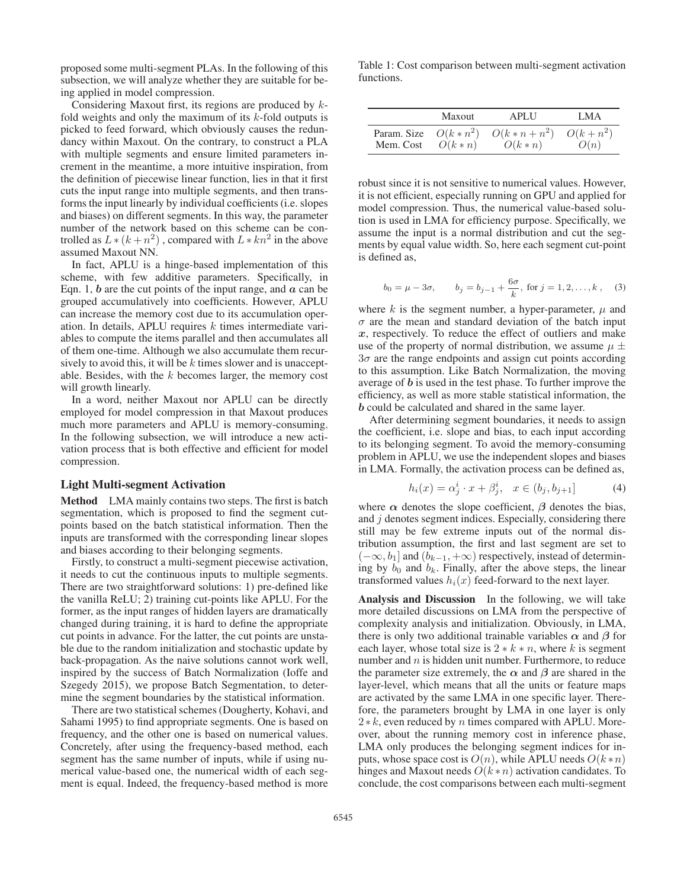proposed some multi-segment PLAs. In the following of this subsection, we will analyze whether they are suitable for being applied in model compression.

Considering Maxout first, its regions are produced by $k$-fold weights and only the maximum of its $k$-fold outputs is picked to feed forward, which obviously causes the redundancy within Maxout. On the contrary, to construct a PLA with multiple segments and ensure limited parameters increment in the meantime, a more intuitive inspiration, from the definition of piecewise linear function, lies in that it first cuts the input range into multiple segments, and then transforms the input linearly by individual coefficients (i.e. slopes and biases) on different segments. In this way, the parameter number of the network based on this scheme can be controlled as $L*(k+n^2)$ , compared with $L*kn^2$ in the above assumed Maxout NN.

In fact, APLU is a hinge-based implementation of this scheme, with few additive parameters. Specifically, in Eqn. 1, $\boldsymbol{b}$ are the cut points of the input range, and $\boldsymbol{a}$ can be grouped accumulatively into coefficients. However, APLU can increase the memory cost due to its accumulation operation. In details, APLU requires $k$ times intermediate variables to compute the items parallel and then accumulates all of them one-time. Although we also accumulate them recursively to avoid this, it will be $k$ times slower and is unacceptable. Besides, with the $k$ becomes larger, the memory cost will growth linearly.

In a word, neither Maxout nor APLU can be directly employed for model compression in that Maxout produces much more parameters and APLU is memory-consuming. In the following subsection, we will introduce a new activation process that is both effective and efficient for model compression.

### Light Multi-segment Activation

**Method** LMA mainly contains two steps. The first is batch segmentation, which is proposed to find the segment cut-points based on the batch statistical information. Then the inputs are transformed with the corresponding linear slopes and biases according to their belonging segments.

Firstly, to construct a multi-segment piecewise activation, it needs to cut the continuous inputs to multiple segments. There are two straightforward solutions: 1) pre-defined like the vanilla ReLU; 2) training cut-points like APLU. For the former, as the input ranges of hidden layers are dramatically changed during training, it is hard to define the appropriate cut points in advance. For the latter, the cut points are unstable due to the random initialization and stochastic update by back-propagation. As the naive solutions cannot work well, inspired by the success of Batch Normalization (Ioffe and Szegedy 2015), we propose Batch Segmentation, to determine the segment boundaries by the statistical information.

There are two statistical schemes (Dougherty, Kohavi, and Sahami 1995) to find appropriate segments. One is based on frequency, and the other one is based on numerical values. Concretely, after using the frequency-based method, each segment has the same number of inputs, while if using numerical value-based one, the numerical width of each segment is equal. Indeed, the frequency-based method is more robust since it is not sensitive to numerical values. However, it is not efficient, especially running on GPU and applied for model compression. Thus, the numerical value-based solution is used in LMA for efficiency purpose. Specifically, we assume the input is a normal distribution and cut the segments by equal value width. So, here each segment cut-point is defined as,

$$b_0 = \mu - 3\sigma, \qquad b_j = b_{j-1} + \frac{6\sigma}{k}, \text{ for } j = 1, 2, \ldots, k\,, \quad (3)$$

where $k$ is the segment number, a hyper-parameter, $\mu$ and $\sigma$ are the mean and standard deviation of the batch input $\boldsymbol{x}$, respectively. To reduce the effect of outliers and make use of the property of normal distribution, we assume $\mu \pm 3\sigma$ are the range endpoints and assign cut points according to this assumption. Like Batch Normalization, the moving average of $\boldsymbol{b}$ is used in the test phase. To further improve the efficiency, as well as more stable statistical information, the $\boldsymbol{b}$ could be calculated and shared in the same layer.

After determining segment boundaries, it needs to assign the coefficient, i.e. slope and bias, to each input according to its belonging segment. To avoid the memory-consuming problem in APLU, we use the independent slopes and biases in LMA. Formally, the activation process can be defined as,

$$h_i(x) = \alpha^i_j \cdot x + \beta^i_j, \quad x \in (b_j, b_{j+1}] \quad (4)$$

where $\boldsymbol{\alpha}$ denotes the slope coefficient, $\boldsymbol{\beta}$ denotes the bias, and $j$ denotes segment indices. Especially, considering there still may be few extreme inputs out of the normal distribution assumption, the first and last segment are set to $(-\infty, b_1]$ and $(b_{k-1}, +\infty)$ respectively, instead of determining by $b_0$ and $b_k$. Finally, after the above steps, the linear transformed values $h_i(x)$ feed-forward to the next layer.

**Analysis and Discussion** In the following, we will take more detailed discussions on LMA from the perspective of complexity analysis and initialization. Obviously, in LMA, there is only two additional trainable variables $\boldsymbol{\alpha}$ and $\boldsymbol{\beta}$ for each layer, whose total size is $2*k*n$, where $k$ is segment number and $n$ is hidden unit number. Furthermore, to reduce the parameter size extremely, the $\boldsymbol{\alpha}$ and $\boldsymbol{\beta}$ are shared in the layer-level, which means that all the units or feature maps are activated by the same LMA in one specific layer. Therefore, the parameters brought by LMA in one layer is only $2*k$, even reduced by $n$ times compared with APLU. Moreover, about the running memory cost in inference phase, LMA only produces the belonging segment indices for inputs, whose space cost is $O(n)$, while APLU needs $O(k*n)$ hinges and Maxout needs $O(k*n)$ activation candidates. To conclude, the cost comparisons between each multi-segment

Table 1: Cost comparison between multi-segment activation functions.

| | Maxout | APLU | LMA |
|---|---|---|---|
| Param. Size | $O(k*n^2)$ | $O(k*n+n^2)$ | $O(k+n^2)$ |
| Mem. Cost | $O(k*n)$ | $O(k*n)$ | $O(n)$ |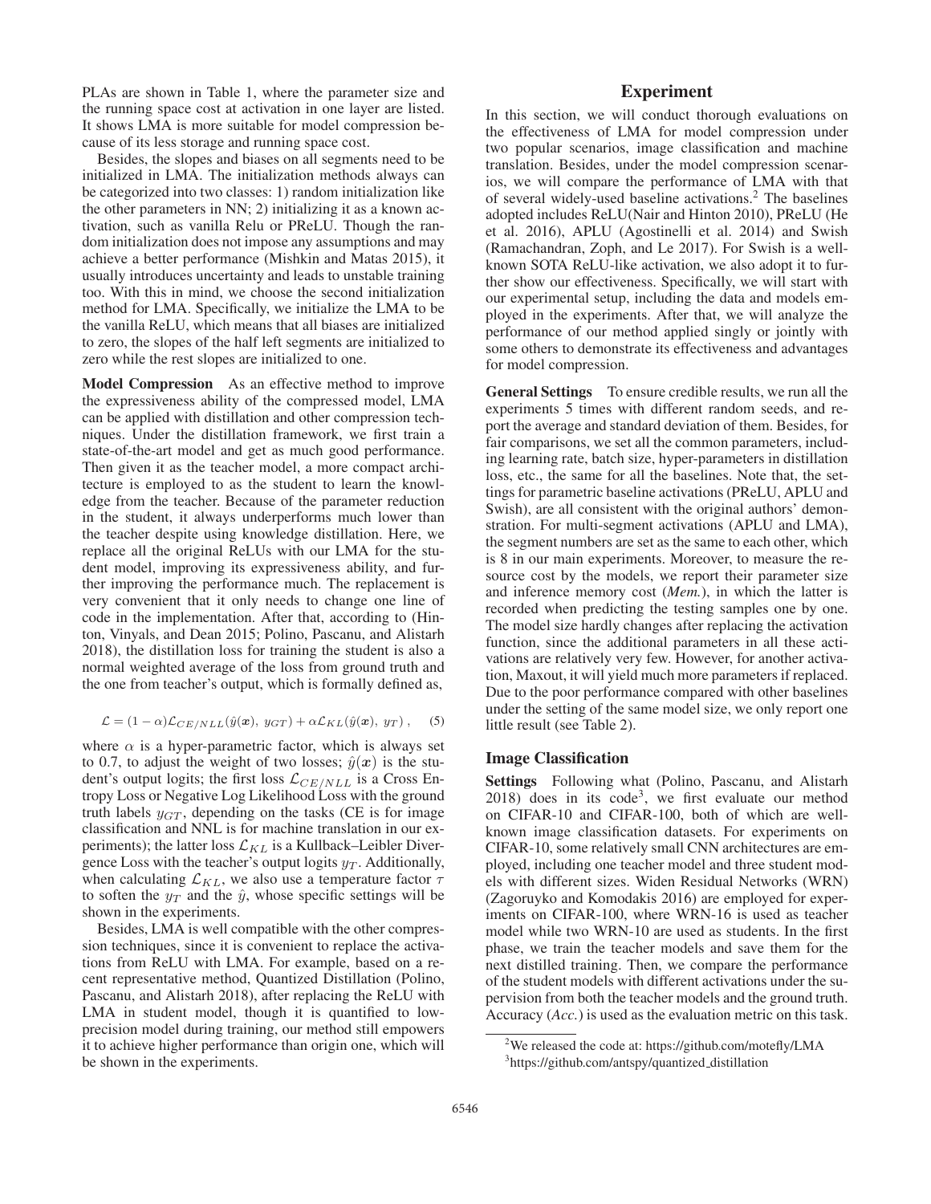PLAs are shown in Table 1, where the parameter size and the running space cost at activation in one layer are listed. It shows LMA is more suitable for model compression because of its less storage and running space cost.

Besides, the slopes and biases on all segments need to be initialized in LMA. The initialization methods always can be categorized into two classes: 1) random initialization like the other parameters in NN; 2) initializing it as a known activation, such as vanilla Relu or PReLU. Though the random initialization does not impose any assumptions and may achieve a better performance (Mishkin and Matas 2015), it usually introduces uncertainty and leads to unstable training too. With this in mind, we choose the second initialization method for LMA. Specifically, we initialize the LMA to be the vanilla ReLU, which means that all biases are initialized to zero, the slopes of the half left segments are initialized to zero while the rest slopes are initialized to one.

**Model Compression** As an effective method to improve the expressiveness ability of the compressed model, LMA can be applied with distillation and other compression techniques. Under the distillation framework, we first train a state-of-the-art model and get as much good performance. Then given it as the teacher model, a more compact architecture is employed to as the student to learn the knowledge from the teacher. Because of the parameter reduction in the student, it always underperforms much lower than the teacher despite using knowledge distillation. Here, we replace all the original ReLUs with our LMA for the student model, improving its expressiveness ability, and further improving the performance much. The replacement is very convenient that it only needs to change one line of code in the implementation. After that, according to (Hinton, Vinyals, and Dean 2015; Polino, Pascanu, and Alistarh 2018), the distillation loss for training the student is also a normal weighted average of the loss from ground truth and the one from teacher's output, which is formally defined as,

$$\mathcal{L} = (1-\alpha)\mathcal{L}_{CE/NLL}(\hat{y}(\boldsymbol{x}),\, y_{GT}) + \alpha\mathcal{L}_{KL}(\hat{y}(\boldsymbol{x}),\, y_T)\,, \quad (5)$$

where $\alpha$ is a hyper-parametric factor, which is always set to 0.7, to adjust the weight of two losses; $\hat{y}(\boldsymbol{x})$ is the student's output logits; the first loss $\mathcal{L}_{CE/NLL}$ is a Cross Entropy Loss or Negative Log Likelihood Loss with the ground truth labels $y_{GT}$, depending on the tasks (CE is for image classification and NNL is for machine translation in our experiments); the latter loss $\mathcal{L}_{KL}$ is a Kullback–Leibler Divergence Loss with the teacher's output logits $y_T$. Additionally, when calculating $\mathcal{L}_{KL}$, we also use a temperature factor $\tau$ to soften the $y_T$ and the $\hat{y}$, whose specific settings will be shown in the experiments.

Besides, LMA is well compatible with the other compression techniques, since it is convenient to replace the activations from ReLU with LMA. For example, based on a recent representative method, Quantized Distillation (Polino, Pascanu, and Alistarh 2018), after replacing the ReLU with LMA in student model, though it is quantified to low-precision model during training, our method still empowers it to achieve higher performance than origin one, which will be shown in the experiments.

## Experiment

In this section, we will conduct thorough evaluations on the effectiveness of LMA for model compression under two popular scenarios, image classification and machine translation. Besides, under the model compression scenarios, we will compare the performance of LMA with that of several widely-used baseline activations.[2] The baselines adopted includes ReLU(Nair and Hinton 2010), PReLU (He et al. 2016), APLU (Agostinelli et al. 2014) and Swish (Ramachandran, Zoph, and Le 2017). For Swish is a well-known SOTA ReLU-like activation, we also adopt it to further show our effectiveness. Specifically, we will start with our experimental setup, including the data and models employed in the experiments. After that, we will analyze the performance of our method applied singly or jointly with some others to demonstrate its effectiveness and advantages for model compression.

**General Settings** To ensure credible results, we run all the experiments 5 times with different random seeds, and report the average and standard deviation of them. Besides, for fair comparisons, we set all the common parameters, including learning rate, batch size, hyper-parameters in distillation loss, etc., the same for all the baselines. Note that, the settings for parametric baseline activations (PReLU, APLU and Swish), are all consistent with the original authors' demonstration. For multi-segment activations (APLU and LMA), the segment numbers are set as the same to each other, which is 8 in our main experiments. Moreover, to measure the resource cost by the models, we report their parameter size and inference memory cost (*Mem.*), in which the latter is recorded when predicting the testing samples one by one. The model size hardly changes after replacing the activation function, since the additional parameters in all these activations are relatively very few. However, for another activation, Maxout, it will yield much more parameters if replaced. Due to the poor performance compared with other baselines under the setting of the same model size, we only report one little result (see Table 2).

### Image Classification

**Settings** Following what (Polino, Pascanu, and Alistarh 2018) does in its code[3], we first evaluate our method on CIFAR-10 and CIFAR-100, both of which are well-known image classification datasets. For experiments on CIFAR-10, some relatively small CNN architectures are employed, including one teacher model and three student models with different sizes. Widen Residual Networks (WRN) (Zagoruyko and Komodakis 2016) are employed for experiments on CIFAR-100, where WRN-16 is used as teacher model while two WRN-10 are used as students. In the first phase, we train the teacher models and save them for the next distilled training. Then, we compare the performance of the student models with different activations under the supervision from both the teacher models and the ground truth. Accuracy (*Acc.*) is used as the evaluation metric on this task.

[2]We released the code at: https://github.com/motefly/LMA

[3]https://github.com/antspy/quantized_distillation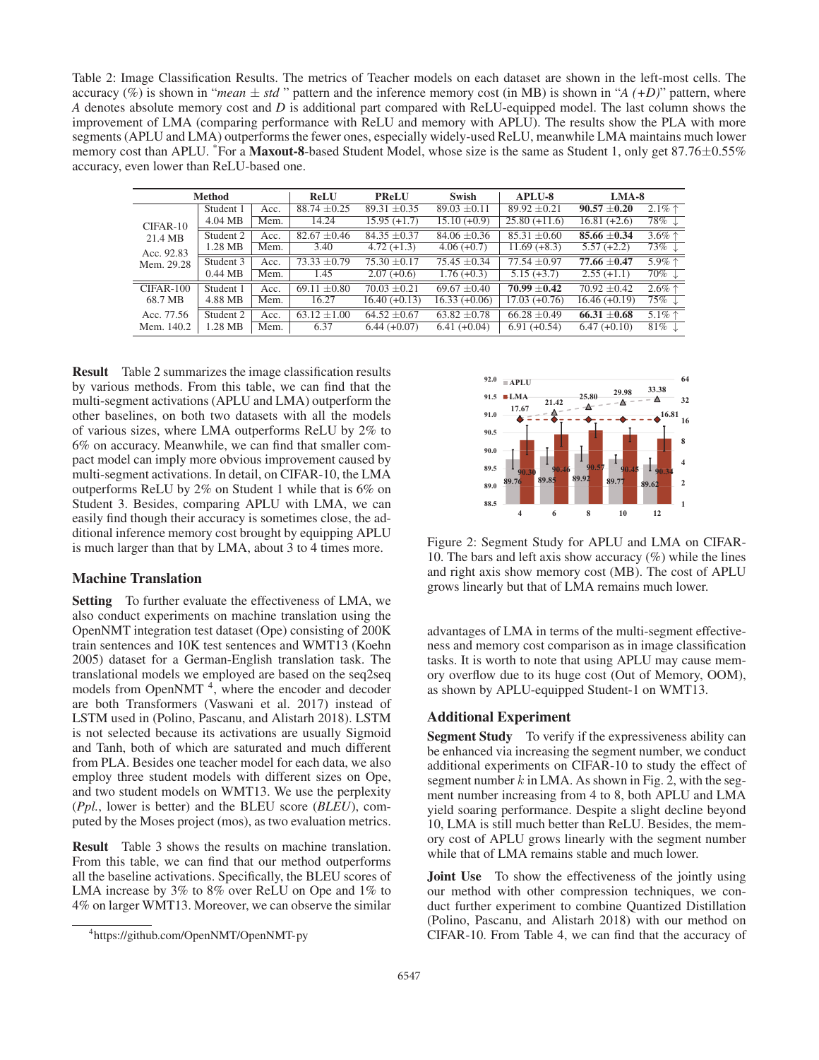Table 2: Image Classification Results. The metrics of Teacher models on each dataset are shown in the left-most cells. The accuracy (%) is shown in "*mean* ± *std* " pattern and the inference memory cost (in MB) is shown in "*A (+D)*" pattern, where *A* denotes absolute memory cost and *D* is additional part compared with ReLU-equipped model. The last column shows the improvement of LMA (comparing performance with ReLU and memory with APLU). The results show the PLA with more segments (APLU and LMA) outperforms the fewer ones, especially widely-used ReLU, meanwhile LMA maintains much lower memory cost than APLU. *For a **Maxout-8**-based Student Model, whose size is the same as Student 1, only get 87.76±0.55% accuracy, even lower than ReLU-based one.

| Method | | | ReLU | PReLU | Swish | APLU-8 | LMA-8 | |
|---|---|---|---|---|---|---|---|---|
| CIFAR-10 21.4 MB Acc. 92.83 Mem. 29.28 | Student 1 | Acc. | 88.74 ±0.25 | 89.31 ±0.35 | 89.03 ±0.11 | 89.92 ±0.21 | **90.57 ±0.20** | 2.1% ↑ |
| | 4.04 MB | Mem. | 14.24 | 15.95 (+1.7) | 15.10 (+0.9) | 25.80 (+11.6) | 16.81 (+2.6) | 78% ↓ |
| | Student 2 | Acc. | 82.67 ±0.46 | 84.35 ±0.37 | 84.06 ±0.36 | 85.31 ±0.60 | **85.66 ±0.34** | 3.6% ↑ |
| | 1.28 MB | Mem. | 3.40 | 4.72 (+1.3) | 4.06 (+0.7) | 11.69 (+8.3) | 5.57 (+2.2) | 73% ↓ |
| | Student 3 | Acc. | 73.33 ±0.79 | 75.30 ±0.17 | 75.45 ±0.34 | 77.54 ±0.97 | **77.66 ±0.47** | 5.9% ↑ |
| | 0.44 MB | Mem. | 1.45 | 2.07 (+0.6) | 1.76 (+0.3) | 5.15 (+3.7) | 2.55 (+1.1) | 70% ↓ |
| CIFAR-100 68.7 MB Acc. 77.56 Mem. 140.2 | Student 1 | Acc. | 69.11 ±0.80 | 70.03 ±0.21 | 69.67 ±0.40 | **70.99 ±0.42** | 70.92 ±0.42 | 2.6% ↑ |
| | 4.88 MB | Mem. | 16.27 | 16.40 (+0.13) | 16.33 (+0.06) | 17.03 (+0.76) | 16.46 (+0.19) | 75% ↓ |
| | Student 2 | Acc. | 63.12 ±1.00 | 64.52 ±0.67 | 63.82 ±0.78 | 66.28 ±0.49 | **66.31 ±0.68** | 5.1% ↑ |
| | 1.28 MB | Mem. | 6.37 | 6.44 (+0.07) | 6.41 (+0.04) | 6.91 (+0.54) | 6.47 (+0.10) | 81% ↓ |

**Result** Table 2 summarizes the image classification results by various methods. From this table, we can find that the multi-segment activations (APLU and LMA) outperform the other baselines, on both two datasets with all the models of various sizes, where LMA outperforms ReLU by 2% to 6% on accuracy. Meanwhile, we can find that smaller compact model can imply more obvious improvement caused by multi-segment activations. In detail, on CIFAR-10, the LMA outperforms ReLU by 2% on Student 1 while that is 6% on Student 3. Besides, comparing APLU with LMA, we can easily find though their accuracy is sometimes close, the additional inference memory cost brought by equipping APLU is much larger than that by LMA, about 3 to 4 times more.

## Machine Translation

**Setting** To further evaluate the effectiveness of LMA, we also conduct experiments on machine translation using the OpenNMT integration test dataset (Ope) consisting of 200K train sentences and 10K test sentences and WMT13 (Koehn 2005) dataset for a German-English translation task. The translational models we employed are based on the seq2seq models from OpenNMT [4], where the encoder and decoder are both Transformers (Vaswani et al. 2017) instead of LSTM used in (Polino, Pascanu, and Alistarh 2018). LSTM is not selected because its activations are usually Sigmoid and Tanh, both of which are saturated and much different from PLA. Besides one teacher model for each data, we also employ three student models with different sizes on Ope, and two student models on WMT13. We use the perplexity (*Ppl.*, lower is better) and the BLEU score (*BLEU*), computed by the Moses project (mos), as two evaluation metrics.

**Result** Table 3 shows the results on machine translation. From this table, we can find that our method outperforms all the baseline activations. Specifically, the BLEU scores of LMA increase by 3% to 8% over ReLU on Ope and 1% to 4% on larger WMT13. Moreover, we can observe the similar advantages of LMA in terms of the multi-segment effectiveness and memory cost comparison as in image classification tasks. It is worth to note that using APLU may cause memory overflow due to its huge cost (Out of Memory, OOM), as shown by APLU-equipped Student-1 on WMT13.

[4] https://github.com/OpenNMT/OpenNMT-py

Figure 2: Segment Study for APLU and LMA on CIFAR-10. The bars and left axis show accuracy (%) while the lines and right axis show memory cost (MB). The cost of APLU grows linearly but that of LMA remains much lower.

## Additional Experiment

**Segment Study** To verify if the expressiveness ability can be enhanced via increasing the segment number, we conduct additional experiments on CIFAR-10 to study the effect of segment number $k$ in LMA. As shown in Fig. 2, with the segment number increasing from 4 to 8, both APLU and LMA yield soaring performance. Despite a slight decline beyond 10, LMA is still much better than ReLU. Besides, the memory cost of APLU grows linearly with the segment number while that of LMA remains stable and much lower.

**Joint Use** To show the effectiveness of the jointly using our method with other compression techniques, we conduct further experiment to combine Quantized Distillation (Polino, Pascanu, and Alistarh 2018) with our method on CIFAR-10. From Table 4, we can find that the accuracy of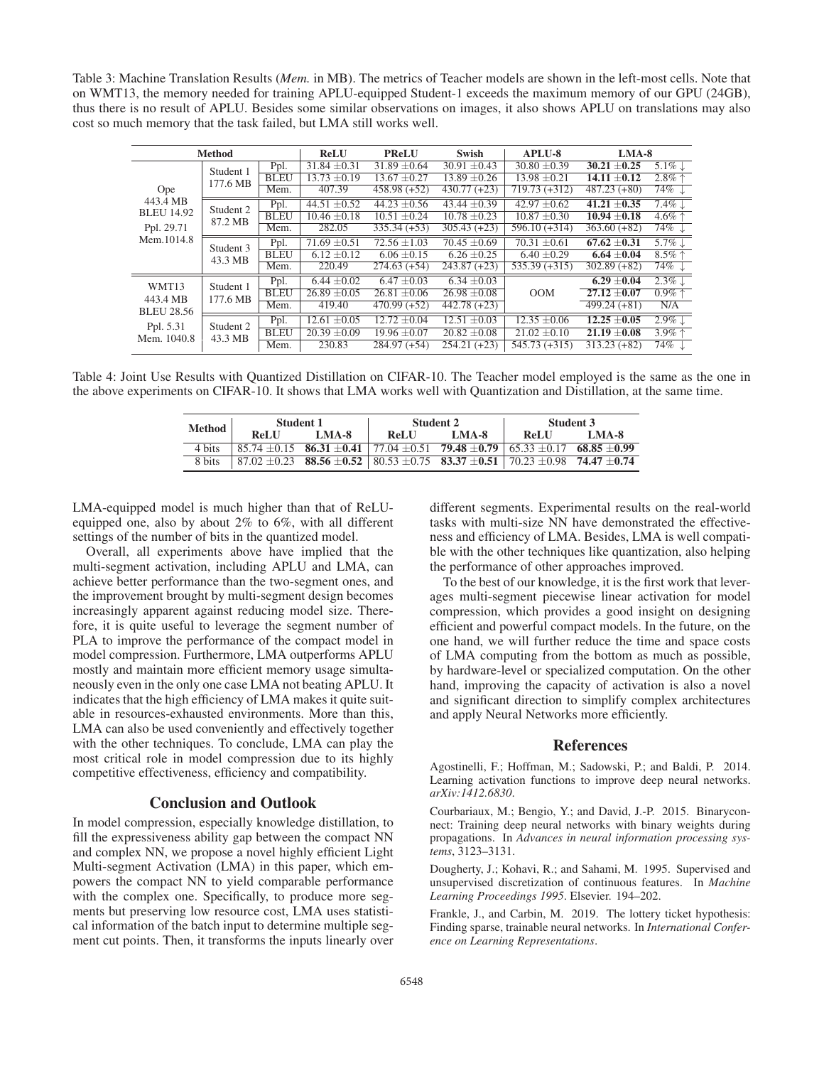Table 3: Machine Translation Results (*Mem.* in MB). The metrics of Teacher models are shown in the left-most cells. Note that on WMT13, the memory needed for training APLU-equipped Student-1 exceeds the maximum memory of our GPU (24GB), thus there is no result of APLU. Besides some similar observations on images, it also shows APLU on translations may also cost so much memory that the task failed, but LMA still works well.

| Method | | | ReLU | PReLU | Swish | APLU-8 | LMA-8 | |
|---|---|---|---|---|---|---|---|---|
| Ope 443.4 MB BLEU 14.92 Ppl. 29.71 Mem.1014.8 | Student 1 177.6 MB | Ppl. | 31.84 ±0.31 | 31.89 ±0.64 | 30.91 ±0.43 | 30.80 ±0.39 | **30.21 ±0.25** | 5.1% ↓ |
| | | BLEU | 13.73 ±0.19 | 13.67 ±0.27 | 13.89 ±0.26 | 13.98 ±0.21 | **14.11 ±0.12** | 2.8% ↑ |
| | | Mem. | 407.39 | 458.98 (+52) | 430.77 (+23) | 719.73 (+312) | 487.23 (+80) | 74% ↓ |
| | Student 2 87.2 MB | Ppl. | 44.51 ±0.52 | 44.23 ±0.56 | 43.44 ±0.39 | 42.97 ±0.62 | **41.21 ±0.35** | 7.4% ↓ |
| | | BLEU | 10.46 ±0.18 | 10.51 ±0.24 | 10.78 ±0.23 | 10.87 ±0.30 | **10.94 ±0.18** | 4.6% ↑ |
| | | Mem. | 282.05 | 335.34 (+53) | 305.43 (+23) | 596.10 (+314) | 363.60 (+82) | 74% ↓ |
| | Student 3 43.3 MB | Ppl. | 71.69 ±0.51 | 72.56 ±1.03 | 70.45 ±0.69 | 70.31 ±0.61 | **67.62 ±0.31** | 5.7% ↓ |
| | | BLEU | 6.12 ±0.12 | 6.06 ±0.15 | 6.26 ±0.25 | 6.40 ±0.29 | **6.64 ±0.04** | 8.5% ↑ |
| | | Mem. | 220.49 | 274.63 (+54) | 243.87 (+23) | 535.39 (+315) | 302.89 (+82) | 74% ↓ |
| WMT13 443.4 MB BLEU 28.56 Ppl. 5.31 Mem. 1040.8 | Student 1 177.6 MB | Ppl. | 6.44 ±0.02 | 6.47 ±0.03 | 6.34 ±0.03 | OOM | **6.29 ±0.04** | 2.3% ↓ |
| | | BLEU | 26.89 ±0.05 | 26.81 ±0.06 | 26.98 ±0.08 | | **27.12 ±0.07** | 0.9% ↑ |
| | | Mem. | 419.40 | 470.99 (+52) | 442.78 (+23) | | 499.24 (+81) | N/A |
| | Student 2 43.3 MB | Ppl. | 12.61 ±0.05 | 12.72 ±0.04 | 12.51 ±0.03 | 12.35 ±0.06 | **12.25 ±0.05** | 2.9% ↓ |
| | | BLEU | 20.39 ±0.09 | 19.96 ±0.07 | 20.82 ±0.08 | 21.02 ±0.10 | **21.19 ±0.08** | 3.9% ↑ |
| | | Mem. | 230.83 | 284.97 (+54) | 254.21 (+23) | 545.73 (+315) | 313.23 (+82) | 74% ↓ |

Table 4: Joint Use Results with Quantized Distillation on CIFAR-10. The Teacher model employed is the same as the one in the above experiments on CIFAR-10. It shows that LMA works well with Quantization and Distillation, at the same time.

| Method | Student 1 | | Student 2 | | Student 3 | |
|---|---|---|---|---|---|---|
| | ReLU | LMA-8 | ReLU | LMA-8 | ReLU | LMA-8 |
| 4 bits | 85.74 ±0.15 | **86.31 ±0.41** | 77.04 ±0.51 | **79.48 ±0.79** | 65.33 ±0.17 | **68.85 ±0.99** |
| 8 bits | 87.02 ±0.23 | **88.56 ±0.52** | 80.53 ±0.75 | **83.37 ±0.51** | 70.23 ±0.98 | **74.47 ±0.74** |

LMA-equipped model is much higher than that of ReLU-equipped one, also by about 2% to 6%, with all different settings of the number of bits in the quantized model.

Overall, all experiments above have implied that the multi-segment activation, including APLU and LMA, can achieve better performance than the two-segment ones, and the improvement brought by multi-segment design becomes increasingly apparent against reducing model size. Therefore, it is quite useful to leverage the segment number of PLA to improve the performance of the compact model in model compression. Furthermore, LMA outperforms APLU mostly and maintain more efficient memory usage simultaneously even in the only one case LMA not beating APLU. It indicates that the high efficiency of LMA makes it quite suitable in resources-exhausted environments. More than this, LMA can also be used conveniently and effectively together with the other techniques. To conclude, LMA can play the most critical role in model compression due to its highly competitive effectiveness, efficiency and compatibility.

## Conclusion and Outlook

In model compression, especially knowledge distillation, to fill the expressiveness ability gap between the compact NN and complex NN, we propose a novel highly efficient Light Multi-segment Activation (LMA) in this paper, which empowers the compact NN to yield comparable performance with the complex one. Specifically, to produce more segments but preserving low resource cost, LMA uses statistical information of the batch input to determine multiple segment cut points. Then, it transforms the inputs linearly over different segments. Experimental results on the real-world tasks with multi-size NN have demonstrated the effectiveness and efficiency of LMA. Besides, LMA is well compatible with the other techniques like quantization, also helping the performance of other approaches improved.

To the best of our knowledge, it is the first work that leverages multi-segment piecewise linear activation for model compression, which provides a good insight on designing efficient and powerful compact models. In the future, on the one hand, we will further reduce the time and space costs of LMA computing from the bottom as much as possible, by hardware-level or specialized computation. On the other hand, improving the capacity of activation is also a novel and significant direction to simplify complex architectures and apply Neural Networks more efficiently.

## References

Agostinelli, F.; Hoffman, M.; Sadowski, P.; and Baldi, P. 2014. Learning activation functions to improve deep neural networks. *arXiv:1412.6830*.

Courbariaux, M.; Bengio, Y.; and David, J.-P. 2015. Binaryconnect: Training deep neural networks with binary weights during propagations. In *Advances in neural information processing systems*, 3123–3131.

Dougherty, J.; Kohavi, R.; and Sahami, M. 1995. Supervised and unsupervised discretization of continuous features. In *Machine Learning Proceedings 1995*. Elsevier. 194–202.

Frankle, J., and Carbin, M. 2019. The lottery ticket hypothesis: Finding sparse, trainable neural networks. In *International Conference on Learning Representations*.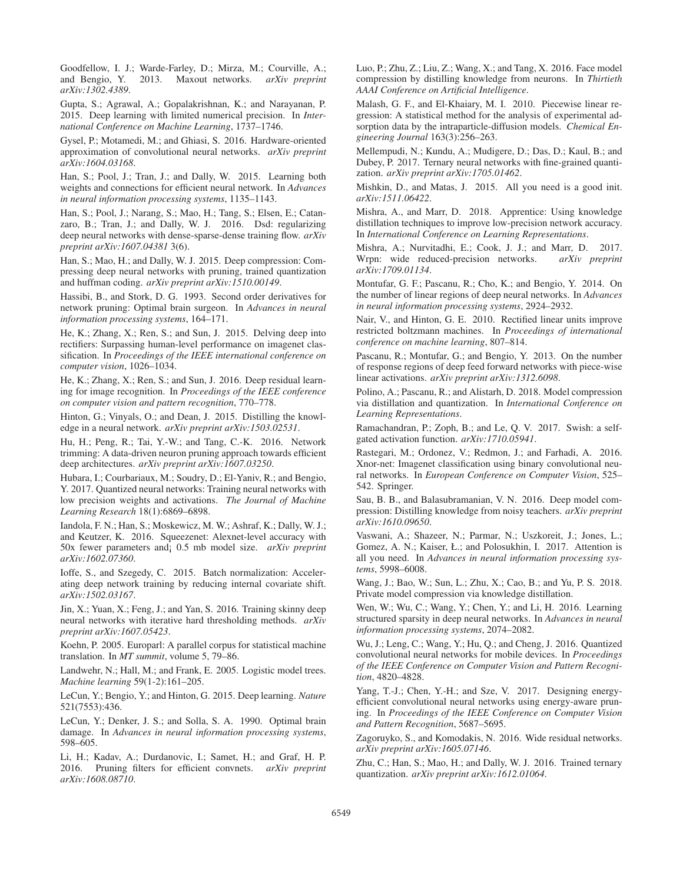Goodfellow, I. J.; Warde-Farley, D.; Mirza, M.; Courville, A.; and Bengio, Y. 2013. Maxout networks. *arXiv preprint arXiv:1302.4389*.

Gupta, S.; Agrawal, A.; Gopalakrishnan, K.; and Narayanan, P. 2015. Deep learning with limited numerical precision. In *International Conference on Machine Learning*, 1737–1746.

Gysel, P.; Motamedi, M.; and Ghiasi, S. 2016. Hardware-oriented approximation of convolutional neural networks. *arXiv preprint arXiv:1604.03168*.

Han, S.; Pool, J.; Tran, J.; and Dally, W. 2015. Learning both weights and connections for efficient neural network. In *Advances in neural information processing systems*, 1135–1143.

Han, S.; Pool, J.; Narang, S.; Mao, H.; Tang, S.; Elsen, E.; Catanzaro, B.; Tran, J.; and Dally, W. J. 2016. Dsd: regularizing deep neural networks with dense-sparse-dense training flow. *arXiv preprint arXiv:1607.04381* 3(6).

Han, S.; Mao, H.; and Dally, W. J. 2015. Deep compression: Compressing deep neural networks with pruning, trained quantization and huffman coding. *arXiv preprint arXiv:1510.00149*.

Hassibi, B., and Stork, D. G. 1993. Second order derivatives for network pruning: Optimal brain surgeon. In *Advances in neural information processing systems*, 164–171.

He, K.; Zhang, X.; Ren, S.; and Sun, J. 2015. Delving deep into rectifiers: Surpassing human-level performance on imagenet classification. In *Proceedings of the IEEE international conference on computer vision*, 1026–1034.

He, K.; Zhang, X.; Ren, S.; and Sun, J. 2016. Deep residual learning for image recognition. In *Proceedings of the IEEE conference on computer vision and pattern recognition*, 770–778.

Hinton, G.; Vinyals, O.; and Dean, J. 2015. Distilling the knowledge in a neural network. *arXiv preprint arXiv:1503.02531*.

Hu, H.; Peng, R.; Tai, Y.-W.; and Tang, C.-K. 2016. Network trimming: A data-driven neuron pruning approach towards efficient deep architectures. *arXiv preprint arXiv:1607.03250*.

Hubara, I.; Courbariaux, M.; Soudry, D.; El-Yaniv, R.; and Bengio, Y. 2017. Quantized neural networks: Training neural networks with low precision weights and activations. *The Journal of Machine Learning Research* 18(1):6869–6898.

Iandola, F. N.; Han, S.; Moskewicz, M. W.; Ashraf, K.; Dally, W. J.; and Keutzer, K. 2016. Squeezenet: Alexnet-level accuracy with 50x fewer parameters and¡ 0.5 mb model size. *arXiv preprint arXiv:1602.07360*.

Ioffe, S., and Szegedy, C. 2015. Batch normalization: Accelerating deep network training by reducing internal covariate shift. *arXiv:1502.03167*.

Jin, X.; Yuan, X.; Feng, J.; and Yan, S. 2016. Training skinny deep neural networks with iterative hard thresholding methods. *arXiv preprint arXiv:1607.05423*.

Koehn, P. 2005. Europarl: A parallel corpus for statistical machine translation. In *MT summit*, volume 5, 79–86.

Landwehr, N.; Hall, M.; and Frank, E. 2005. Logistic model trees. *Machine learning* 59(1-2):161–205.

LeCun, Y.; Bengio, Y.; and Hinton, G. 2015. Deep learning. *Nature* 521(7553):436.

LeCun, Y.; Denker, J. S.; and Solla, S. A. 1990. Optimal brain damage. In *Advances in neural information processing systems*, 598–605.

Li, H.; Kadav, A.; Durdanovic, I.; Samet, H.; and Graf, H. P. 2016. Pruning filters for efficient convnets. *arXiv preprint arXiv:1608.08710*.

Luo, P.; Zhu, Z.; Liu, Z.; Wang, X.; and Tang, X. 2016. Face model compression by distilling knowledge from neurons. In *Thirtieth AAAI Conference on Artificial Intelligence*.

Malash, G. F., and El-Khaiary, M. I. 2010. Piecewise linear regression: A statistical method for the analysis of experimental adsorption data by the intraparticle-diffusion models. *Chemical Engineering Journal* 163(3):256–263.

Mellempudi, N.; Kundu, A.; Mudigere, D.; Das, D.; Kaul, B.; and Dubey, P. 2017. Ternary neural networks with fine-grained quantization. *arXiv preprint arXiv:1705.01462*.

Mishkin, D., and Matas, J. 2015. All you need is a good init. *arXiv:1511.06422*.

Mishra, A., and Marr, D. 2018. Apprentice: Using knowledge distillation techniques to improve low-precision network accuracy. In *International Conference on Learning Representations*.

Mishra, A.; Nurvitadhi, E.; Cook, J. J.; and Marr, D. 2017. Wrpn: wide reduced-precision networks. *arXiv preprint arXiv:1709.01134*.

Montufar, G. F.; Pascanu, R.; Cho, K.; and Bengio, Y. 2014. On the number of linear regions of deep neural networks. In *Advances in neural information processing systems*, 2924–2932.

Nair, V., and Hinton, G. E. 2010. Rectified linear units improve restricted boltzmann machines. In *Proceedings of international conference on machine learning*, 807–814.

Pascanu, R.; Montufar, G.; and Bengio, Y. 2013. On the number of response regions of deep feed forward networks with piece-wise linear activations. *arXiv preprint arXiv:1312.6098*.

Polino, A.; Pascanu, R.; and Alistarh, D. 2018. Model compression via distillation and quantization. In *International Conference on Learning Representations*.

Ramachandran, P.; Zoph, B.; and Le, Q. V. 2017. Swish: a self-gated activation function. *arXiv:1710.05941*.

Rastegari, M.; Ordonez, V.; Redmon, J.; and Farhadi, A. 2016. Xnor-net: Imagenet classification using binary convolutional neural networks. In *European Conference on Computer Vision*, 525–542. Springer.

Sau, B. B., and Balasubramanian, V. N. 2016. Deep model compression: Distilling knowledge from noisy teachers. *arXiv preprint arXiv:1610.09650*.

Vaswani, A.; Shazeer, N.; Parmar, N.; Uszkoreit, J.; Jones, L.; Gomez, A. N.; Kaiser, Ł.; and Polosukhin, I. 2017. Attention is all you need. In *Advances in neural information processing systems*, 5998–6008.

Wang, J.; Bao, W.; Sun, L.; Zhu, X.; Cao, B.; and Yu, P. S. 2018. Private model compression via knowledge distillation.

Wen, W.; Wu, C.; Wang, Y.; Chen, Y.; and Li, H. 2016. Learning structured sparsity in deep neural networks. In *Advances in neural information processing systems*, 2074–2082.

Wu, J.; Leng, C.; Wang, Y.; Hu, Q.; and Cheng, J. 2016. Quantized convolutional neural networks for mobile devices. In *Proceedings of the IEEE Conference on Computer Vision and Pattern Recognition*, 4820–4828.

Yang, T.-J.; Chen, Y.-H.; and Sze, V. 2017. Designing energy-efficient convolutional neural networks using energy-aware pruning. In *Proceedings of the IEEE Conference on Computer Vision and Pattern Recognition*, 5687–5695.

Zagoruyko, S., and Komodakis, N. 2016. Wide residual networks. *arXiv preprint arXiv:1605.07146*.

Zhu, C.; Han, S.; Mao, H.; and Dally, W. J. 2016. Trained ternary quantization. *arXiv preprint arXiv:1612.01064*.